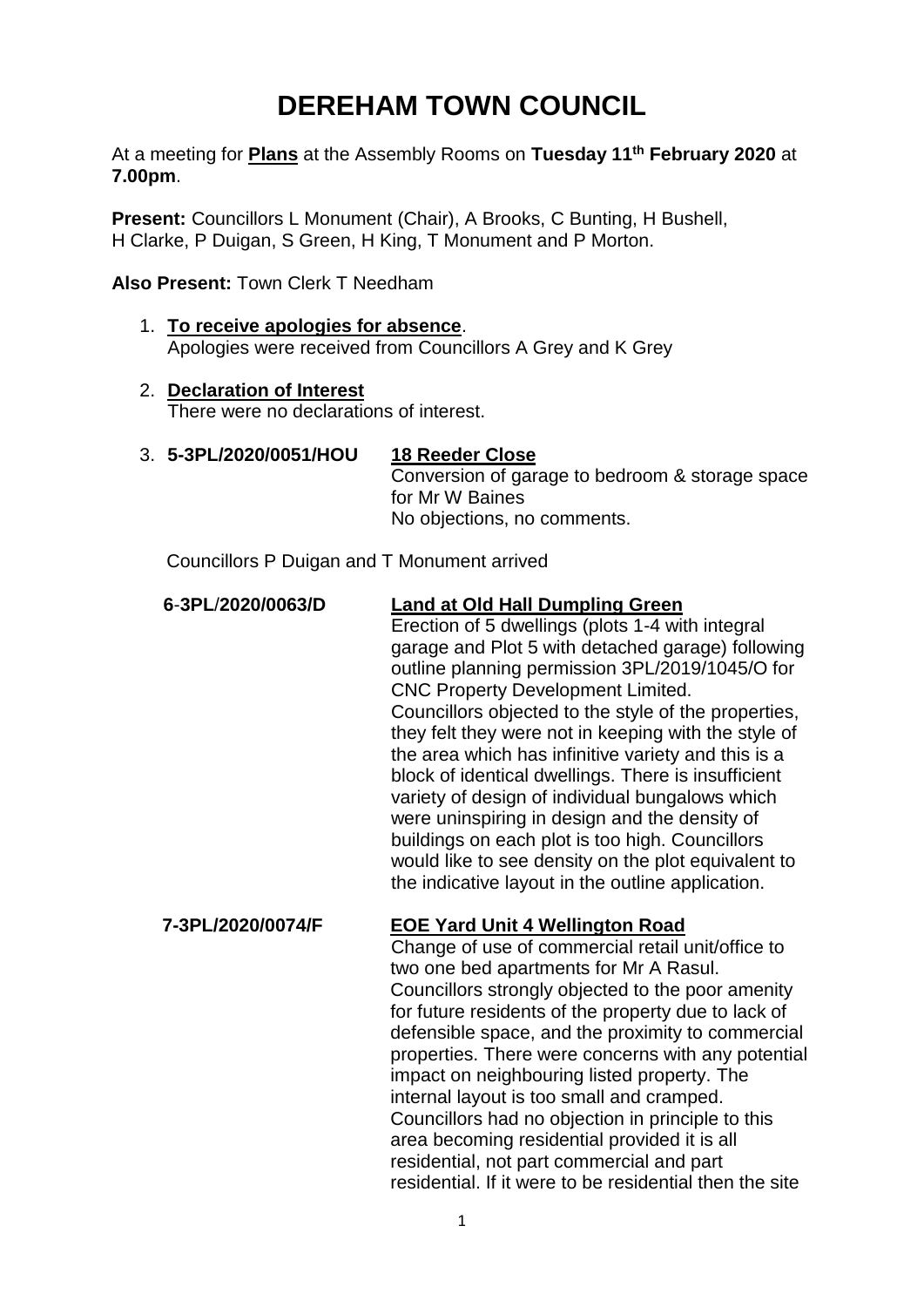# DEREHAM TOWN COUNCIL

At a meeting for **Plans** at the Assembly Rooms on **Tuesday 11th February 2020** at **7.00pm**.

**Present:** Councillors L Monument (Chair), A Brooks, C Bunting, H Bushell, H Clarke, P Duigan, S Green, H King, T Monument and P Morton.

**Also Present:** Town Clerk T Needham

1. **To receive apologies for absence**.
   Apologies were received from Councillors A Grey and K Grey

2. **Declaration of Interest**
   There were no declarations of interest.

3. **5-3PL/2020/0051/HOU** **18 Reeder Close**
   Conversion of garage to bedroom & storage space for Mr W Baines
   No objections, no comments.

   Councillors P Duigan and T Monument arrived

   **6-3PL/2020/0063/D** **Land at Old Hall Dumpling Green**
   Erection of 5 dwellings (plots 1-4 with integral garage and Plot 5 with detached garage) following outline planning permission 3PL/2019/1045/O for CNC Property Development Limited.
   Councillors objected to the style of the properties, they felt they were not in keeping with the style of the area which has infinitive variety and this is a block of identical dwellings. There is insufficient variety of design of individual bungalows which were uninspiring in design and the density of buildings on each plot is too high. Councillors would like to see density on the plot equivalent to the indicative layout in the outline application.

   **7-3PL/2020/0074/F** **EOE Yard Unit 4 Wellington Road**
   Change of use of commercial retail unit/office to two one bed apartments for Mr A Rasul.
   Councillors strongly objected to the poor amenity for future residents of the property due to lack of defensible space, and the proximity to commercial properties. There were concerns with any potential impact on neighbouring listed property. The internal layout is too small and cramped.
   Councillors had no objection in principle to this area becoming residential provided it is all residential, not part commercial and part residential. If it were to be residential then the site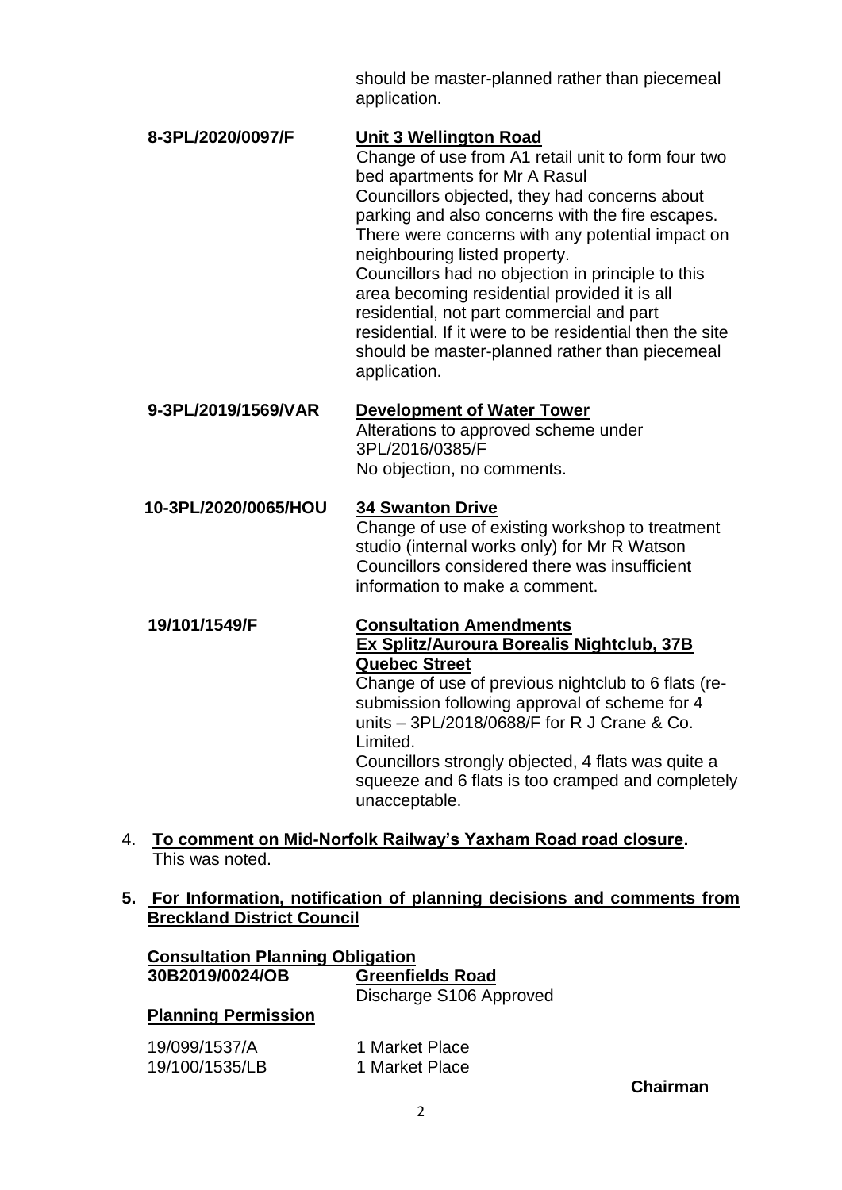should be master-planned rather than piecemeal application.

**8-3PL/2020/0097/F** **Unit 3 Wellington Road**

Change of use from A1 retail unit to form four two bed apartments for Mr A Rasul
Councillors objected, they had concerns about parking and also concerns with the fire escapes. There were concerns with any potential impact on neighbouring listed property.
Councillors had no objection in principle to this area becoming residential provided it is all residential, not part commercial and part residential. If it were to be residential then the site should be master-planned rather than piecemeal application.

**9-3PL/2019/1569/VAR** **Development of Water Tower**

Alterations to approved scheme under 3PL/2016/0385/F
No objection, no comments.

**10-3PL/2020/0065/HOU** **34 Swanton Drive**

Change of use of existing workshop to treatment studio (internal works only) for Mr R Watson
Councillors considered there was insufficient information to make a comment.

**19/101/1549/F** **Consultation Amendments**
**Ex Splitz/Auroura Borealis Nightclub, 37B Quebec Street**

Change of use of previous nightclub to 6 flats (re-submission following approval of scheme for 4 units – 3PL/2018/0688/F for R J Crane & Co. Limited.
Councillors strongly objected, 4 flats was quite a squeeze and 6 flats is too cramped and completely unacceptable.

4. **To comment on Mid-Norfolk Railway's Yaxham Road road closure.**
   This was noted.

5. **For Information, notification of planning decisions and comments from Breckland District Council**

**Consultation Planning Obligation**

**30B2019/0024/OB** **Greenfields Road**
Discharge S106 Approved

**Planning Permission**

| | |
|---|---|
| 19/099/1537/A | 1 Market Place |
| 19/100/1535/LB | 1 Market Place |

**Chairman**